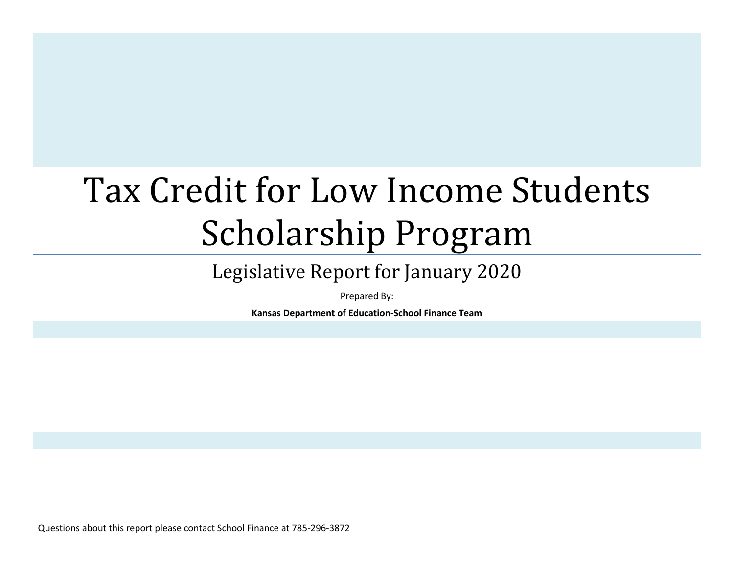# Tax Credit for Low Income Students Scholarship Program

## Legislative Report for January 2020

Prepared By:

**Kansas Department of Education-School Finance Team**

Questions about this report please contact School Finance at 785-296-3872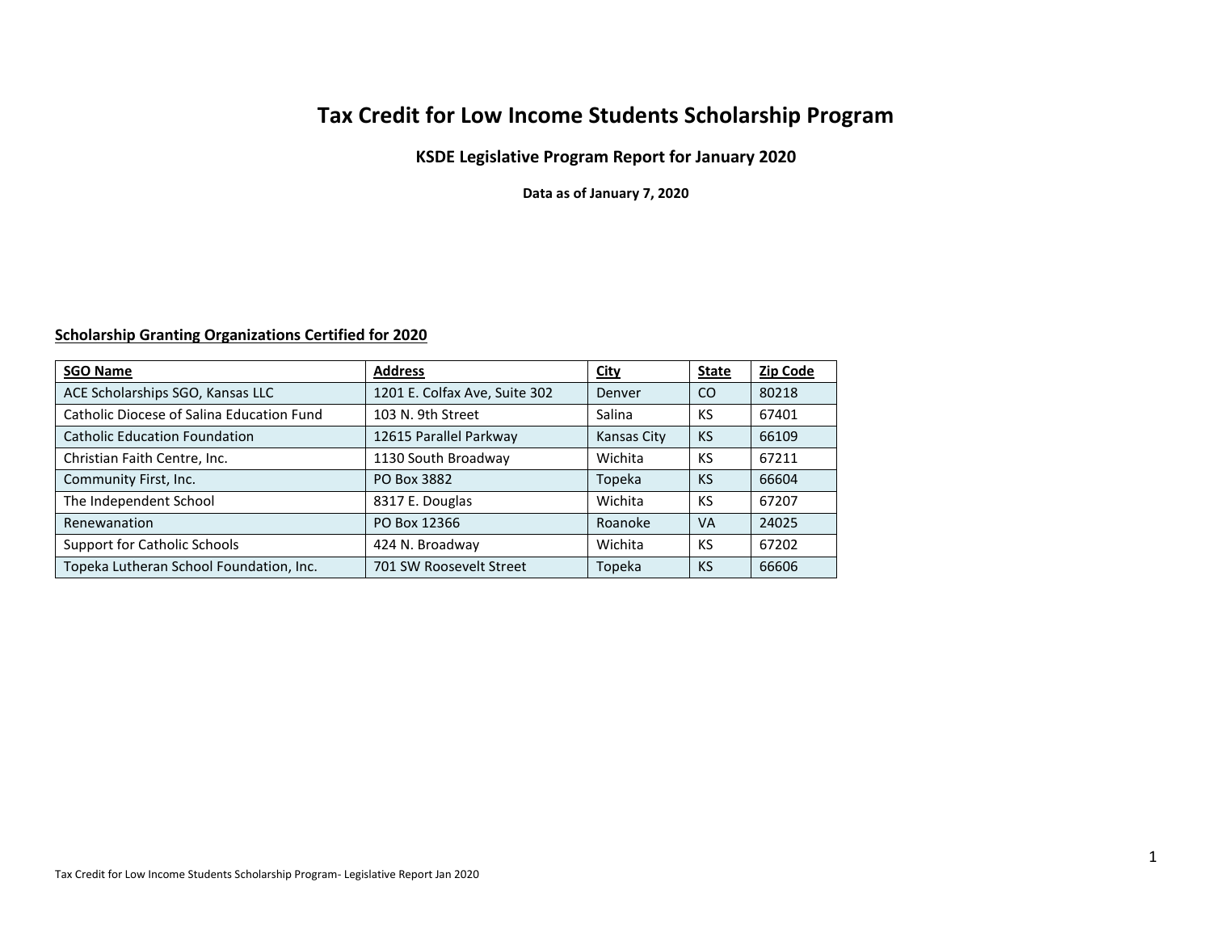# Tax Credit for Low Income Students Scholarship Program

### KSDE Legislative Program Report for January 2020

**Data as of January 7, 2020**

**Scholarship Granting Organizations Certified for 2020**

| SGO Name | Address | City | State | Zip Code |
|---|---|---|---|---|
| ACE Scholarships SGO, Kansas LLC | 1201 E. Colfax Ave, Suite 302 | Denver | CO | 80218 |
| Catholic Diocese of Salina Education Fund | 103 N. 9th Street | Salina | KS | 67401 |
| Catholic Education Foundation | 12615 Parallel Parkway | Kansas City | KS | 66109 |
| Christian Faith Centre, Inc. | 1130 South Broadway | Wichita | KS | 67211 |
| Community First, Inc. | PO Box 3882 | Topeka | KS | 66604 |
| The Independent School | 8317 E. Douglas | Wichita | KS | 67207 |
| Renewanation | PO Box 12366 | Roanoke | VA | 24025 |
| Support for Catholic Schools | 424 N. Broadway | Wichita | KS | 67202 |
| Topeka Lutheran School Foundation, Inc. | 701 SW Roosevelt Street | Topeka | KS | 66606 |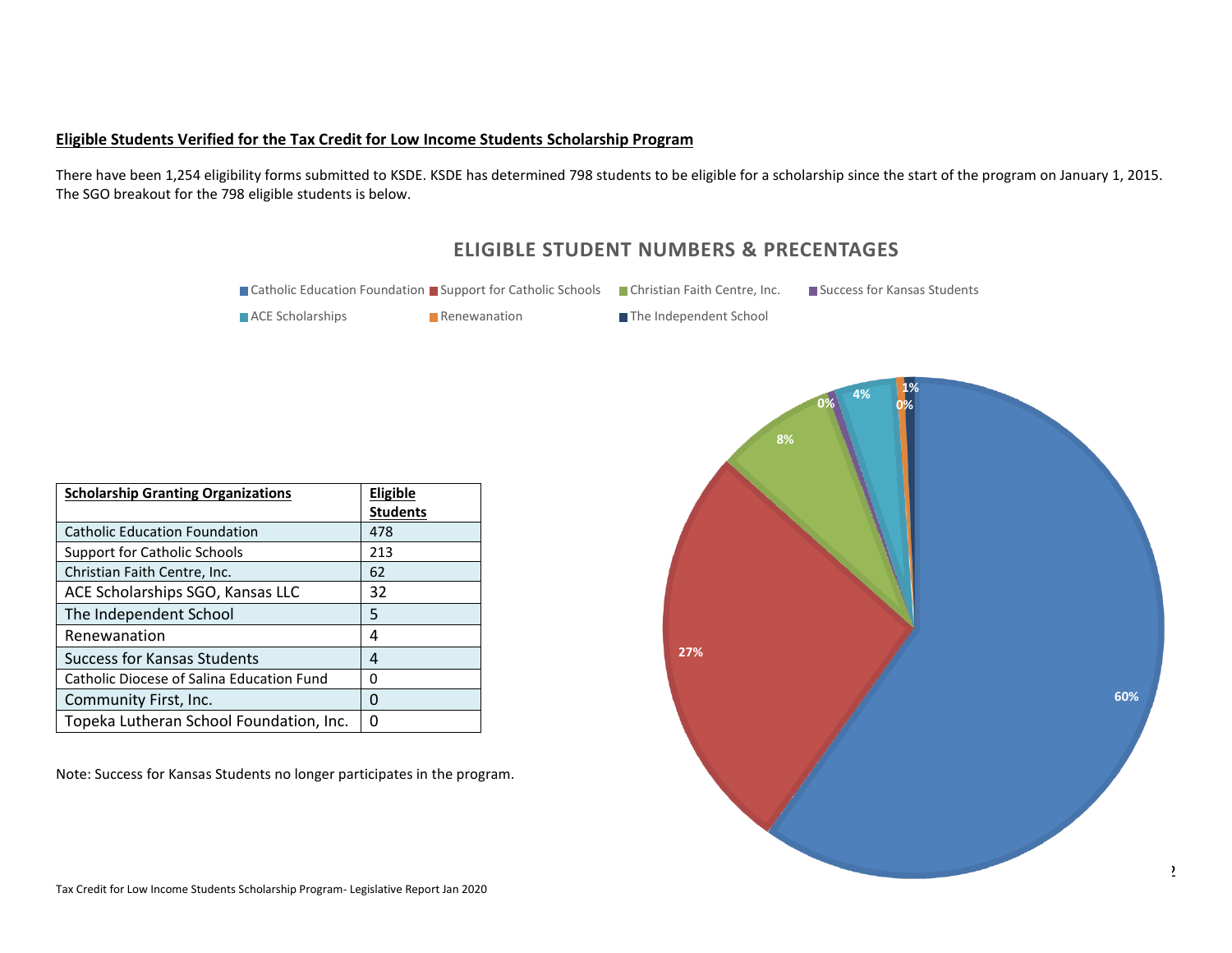**Eligible Students Verified for the Tax Credit for Low Income Students Scholarship Program**

There have been 1,254 eligibility forms submitted to KSDE. KSDE has determined 798 students to be eligible for a scholarship since the start of the program on January 1, 2015. The SGO breakout for the 798 eligible students is below.

## ELIGIBLE STUDENT NUMBERS & PRECENTAGES

| Scholarship Granting Organizations | Eligible Students |
|---|---|
| Catholic Education Foundation | 478 |
| Support for Catholic Schools | 213 |
| Christian Faith Centre, Inc. | 62 |
| ACE Scholarships SGO, Kansas LLC | 32 |
| The Independent School | 5 |
| Renewanation | 4 |
| Success for Kansas Students | 4 |
| Catholic Diocese of Salina Education Fund | 0 |
| Community First, Inc. | 0 |
| Topeka Lutheran School Foundation, Inc. | 0 |

Note: Success for Kansas Students no longer participates in the program.

Catholic Education Foundation: 60%; Support for Catholic Schools: 27%; Christian Faith Centre, Inc.: 8%; Success for Kansas Students: 0%; ACE Scholarships: 4%; Renewanation: 0%; The Independent School: 1%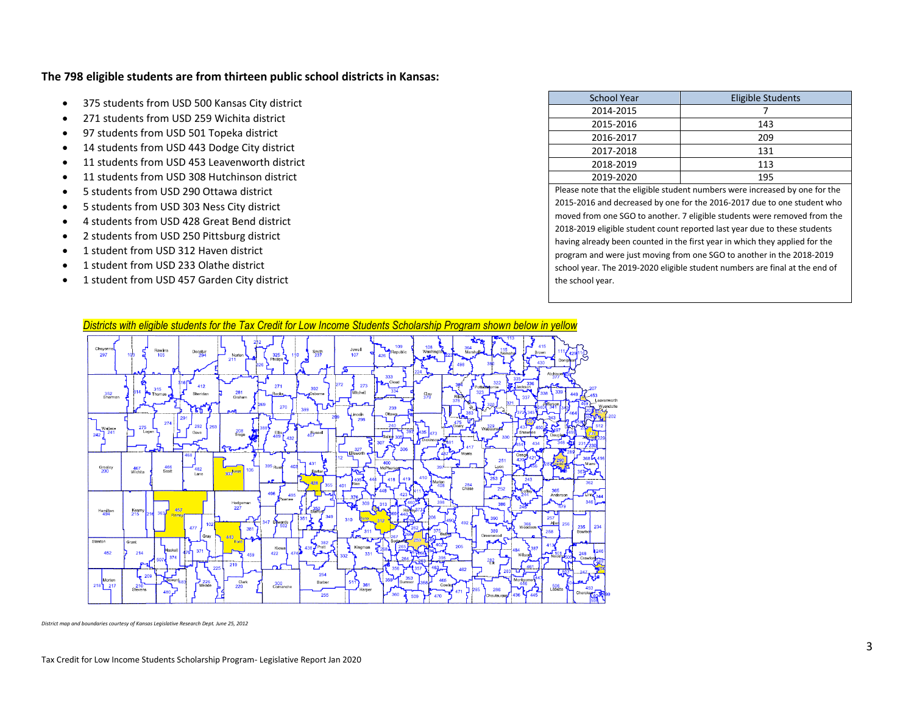**The 798 eligible students are from thirteen public school districts in Kansas:**

- 375 students from USD 500 Kansas City district
- 271 students from USD 259 Wichita district
- 97 students from USD 501 Topeka district
- 14 students from USD 443 Dodge City district
- 11 students from USD 453 Leavenworth district
- 11 students from USD 308 Hutchinson district
- 5 students from USD 290 Ottawa district
- 5 students from USD 303 Ness City district
- 4 students from USD 428 Great Bend district
- 2 students from USD 250 Pittsburg district
- 1 student from USD 312 Haven district
- 1 student from USD 233 Olathe district
- 1 student from USD 457 Garden City district

| School Year | Eligible Students |
|---|---|
| 2014-2015 | 7 |
| 2015-2016 | 143 |
| 2016-2017 | 209 |
| 2017-2018 | 131 |
| 2018-2019 | 113 |
| 2019-2020 | 195 |

Please note that the eligible student numbers were increased by one for the 2015-2016 and decreased by one for the 2016-2017 due to one student who moved from one SGO to another. 7 eligible students were removed from the 2018-2019 eligible student count reported last year due to these students having already been counted in the first year in which they applied for the program and were just moving from one SGO to another in the 2018-2019 school year. The 2019-2020 eligible student numbers are final at the end of the school year.

*Districts with eligible students for the Tax Credit for Low Income Students Scholarship Program shown below in yellow*

*District map and boundaries courtesy of Kansas Legislative Research Dept. June 25, 2012*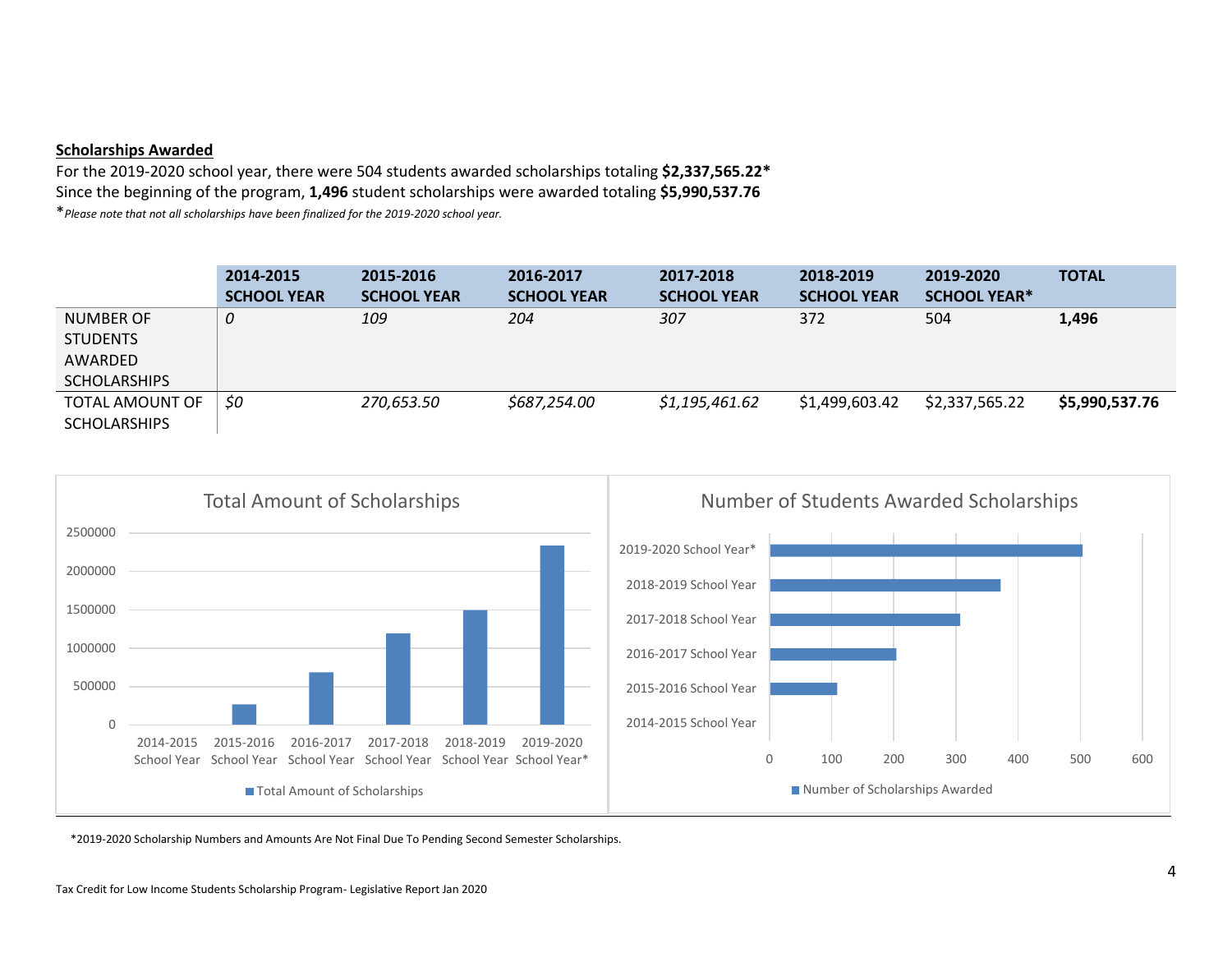**Scholarships Awarded**

For the 2019-2020 school year, there were 504 students awarded scholarships totaling **$2,337,565.22***
Since the beginning of the program, **1,496** student scholarships were awarded totaling **$5,990,537.76**
**Please note that not all scholarships have been finalized for the 2019-2020 school year.*

| | 2014-2015 SCHOOL YEAR | 2015-2016 SCHOOL YEAR | 2016-2017 SCHOOL YEAR | 2017-2018 SCHOOL YEAR | 2018-2019 SCHOOL YEAR | 2019-2020 SCHOOL YEAR* | TOTAL |
|---|---|---|---|---|---|---|---|
| NUMBER OF STUDENTS AWARDED SCHOLARSHIPS | *0* | *109* | *204* | *307* | 372 | 504 | **1,496** |
| TOTAL AMOUNT OF SCHOLARSHIPS | *$0* | *270,653.50* | *$687,254.00* | *$1,195,461.62* | $1,499,603.42 | $2,337,565.22 | **$5,990,537.76** |

*2019-2020 Scholarship Numbers and Amounts Are Not Final Due To Pending Second Semester Scholarships.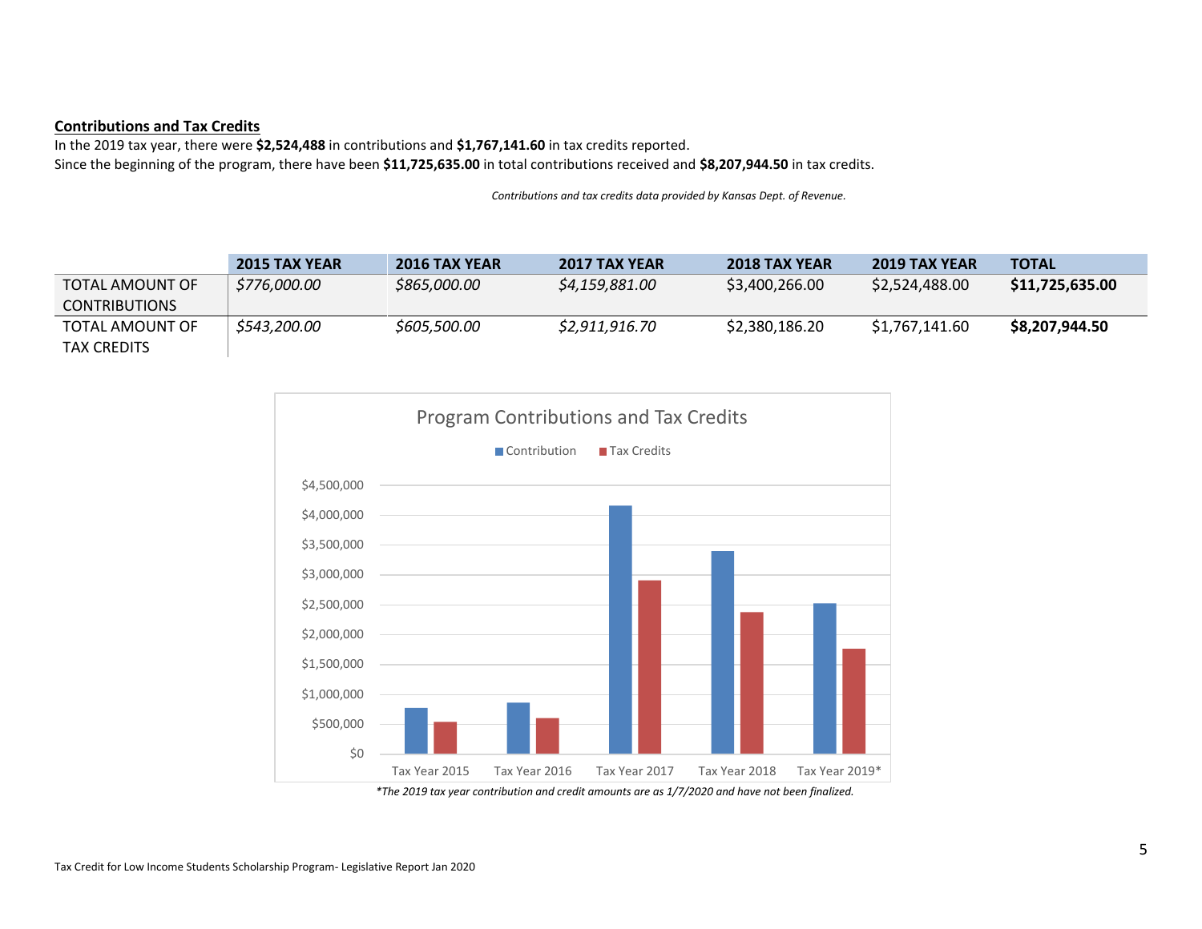**Contributions and Tax Credits**

In the 2019 tax year, there were **$2,524,488** in contributions and **$1,767,141.60** in tax credits reported.
Since the beginning of the program, there have been **$11,725,635.00** in total contributions received and **$8,207,944.50** in tax credits.

*Contributions and tax credits data provided by Kansas Dept. of Revenue.*

| | 2015 TAX YEAR | 2016 TAX YEAR | 2017 TAX YEAR | 2018 TAX YEAR | 2019 TAX YEAR | TOTAL |
|---|---|---|---|---|---|---|
| TOTAL AMOUNT OF CONTRIBUTIONS | *$776,000.00* | *$865,000.00* | *$4,159,881.00* | $3,400,266.00 | $2,524,488.00 | **$11,725,635.00** |
| TOTAL AMOUNT OF TAX CREDITS | *$543,200.00* | *$605,500.00* | *$2,911,916.70* | $2,380,186.20 | $1,767,141.60 | **$8,207,944.50** |

Program Contributions and Tax Credits

| | Contribution | Tax Credits |
|---|---|---|
| Tax Year 2015 | $776,000 | $543,200 |
| Tax Year 2016 | $865,000 | $605,500 |
| Tax Year 2017 | $4,159,881 | $2,911,917 |
| Tax Year 2018 | $3,400,266 | $2,380,186 |
| Tax Year 2019* | $2,524,488 | $1,767,142 |

*\*The 2019 tax year contribution and credit amounts are as 1/7/2020 and have not been finalized.*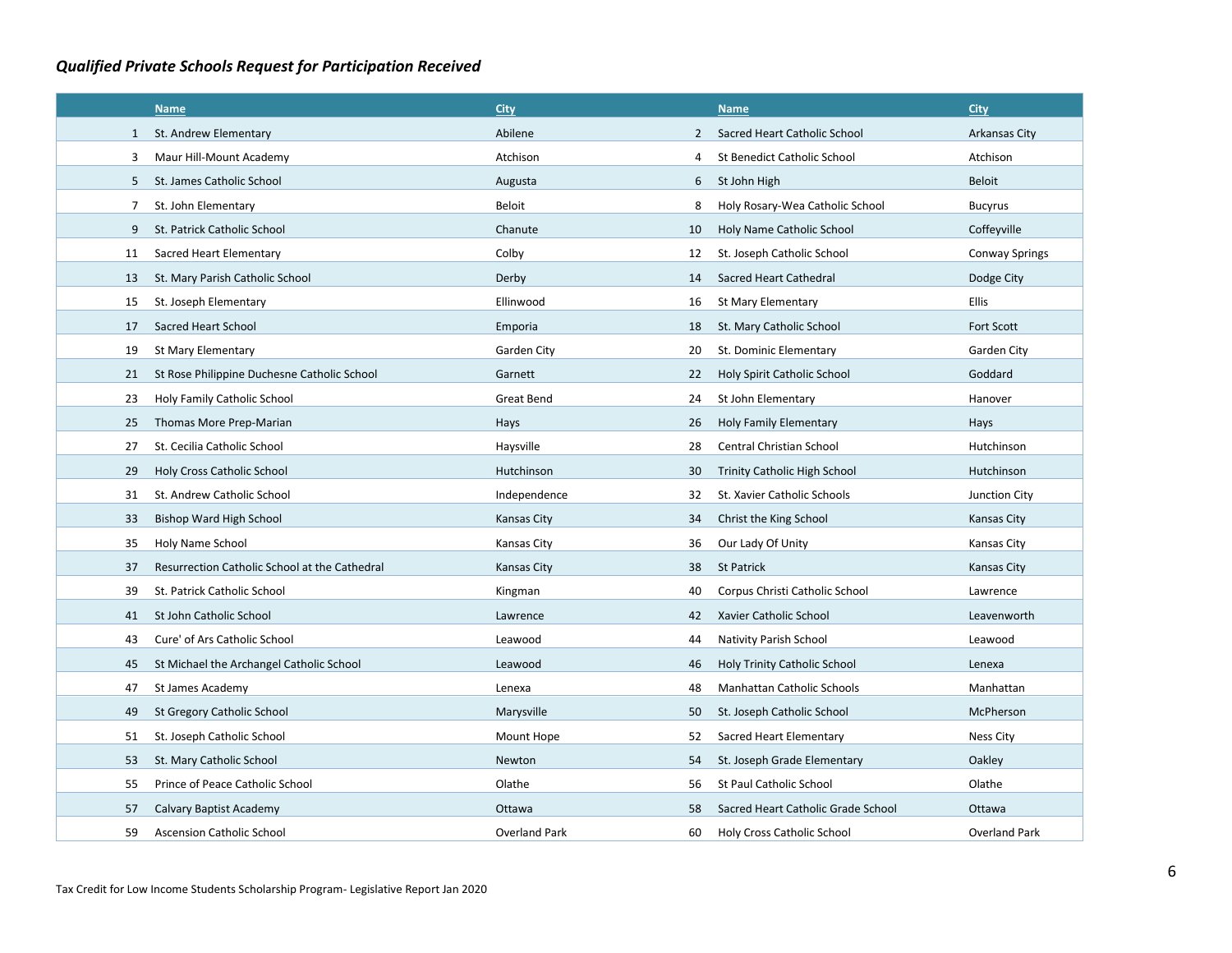### *Qualified Private Schools Request for Participation Received*

| | Name | City | | Name | City |
|---|---|---|---|---|---|
| 1 | St. Andrew Elementary | Abilene | 2 | Sacred Heart Catholic School | Arkansas City |
| 3 | Maur Hill-Mount Academy | Atchison | 4 | St Benedict Catholic School | Atchison |
| 5 | St. James Catholic School | Augusta | 6 | St John High | Beloit |
| 7 | St. John Elementary | Beloit | 8 | Holy Rosary-Wea Catholic School | Bucyrus |
| 9 | St. Patrick Catholic School | Chanute | 10 | Holy Name Catholic School | Coffeyville |
| 11 | Sacred Heart Elementary | Colby | 12 | St. Joseph Catholic School | Conway Springs |
| 13 | St. Mary Parish Catholic School | Derby | 14 | Sacred Heart Cathedral | Dodge City |
| 15 | St. Joseph Elementary | Ellinwood | 16 | St Mary Elementary | Ellis |
| 17 | Sacred Heart School | Emporia | 18 | St. Mary Catholic School | Fort Scott |
| 19 | St Mary Elementary | Garden City | 20 | St. Dominic Elementary | Garden City |
| 21 | St Rose Philippine Duchesne Catholic School | Garnett | 22 | Holy Spirit Catholic School | Goddard |
| 23 | Holy Family Catholic School | Great Bend | 24 | St John Elementary | Hanover |
| 25 | Thomas More Prep-Marian | Hays | 26 | Holy Family Elementary | Hays |
| 27 | St. Cecilia Catholic School | Haysville | 28 | Central Christian School | Hutchinson |
| 29 | Holy Cross Catholic School | Hutchinson | 30 | Trinity Catholic High School | Hutchinson |
| 31 | St. Andrew Catholic School | Independence | 32 | St. Xavier Catholic Schools | Junction City |
| 33 | Bishop Ward High School | Kansas City | 34 | Christ the King School | Kansas City |
| 35 | Holy Name School | Kansas City | 36 | Our Lady Of Unity | Kansas City |
| 37 | Resurrection Catholic School at the Cathedral | Kansas City | 38 | St Patrick | Kansas City |
| 39 | St. Patrick Catholic School | Kingman | 40 | Corpus Christi Catholic School | Lawrence |
| 41 | St John Catholic School | Lawrence | 42 | Xavier Catholic School | Leavenworth |
| 43 | Cure' of Ars Catholic School | Leawood | 44 | Nativity Parish School | Leawood |
| 45 | St Michael the Archangel Catholic School | Leawood | 46 | Holy Trinity Catholic School | Lenexa |
| 47 | St James Academy | Lenexa | 48 | Manhattan Catholic Schools | Manhattan |
| 49 | St Gregory Catholic School | Marysville | 50 | St. Joseph Catholic School | McPherson |
| 51 | St. Joseph Catholic School | Mount Hope | 52 | Sacred Heart Elementary | Ness City |
| 53 | St. Mary Catholic School | Newton | 54 | St. Joseph Grade Elementary | Oakley |
| 55 | Prince of Peace Catholic School | Olathe | 56 | St Paul Catholic School | Olathe |
| 57 | Calvary Baptist Academy | Ottawa | 58 | Sacred Heart Catholic Grade School | Ottawa |
| 59 | Ascension Catholic School | Overland Park | 60 | Holy Cross Catholic School | Overland Park |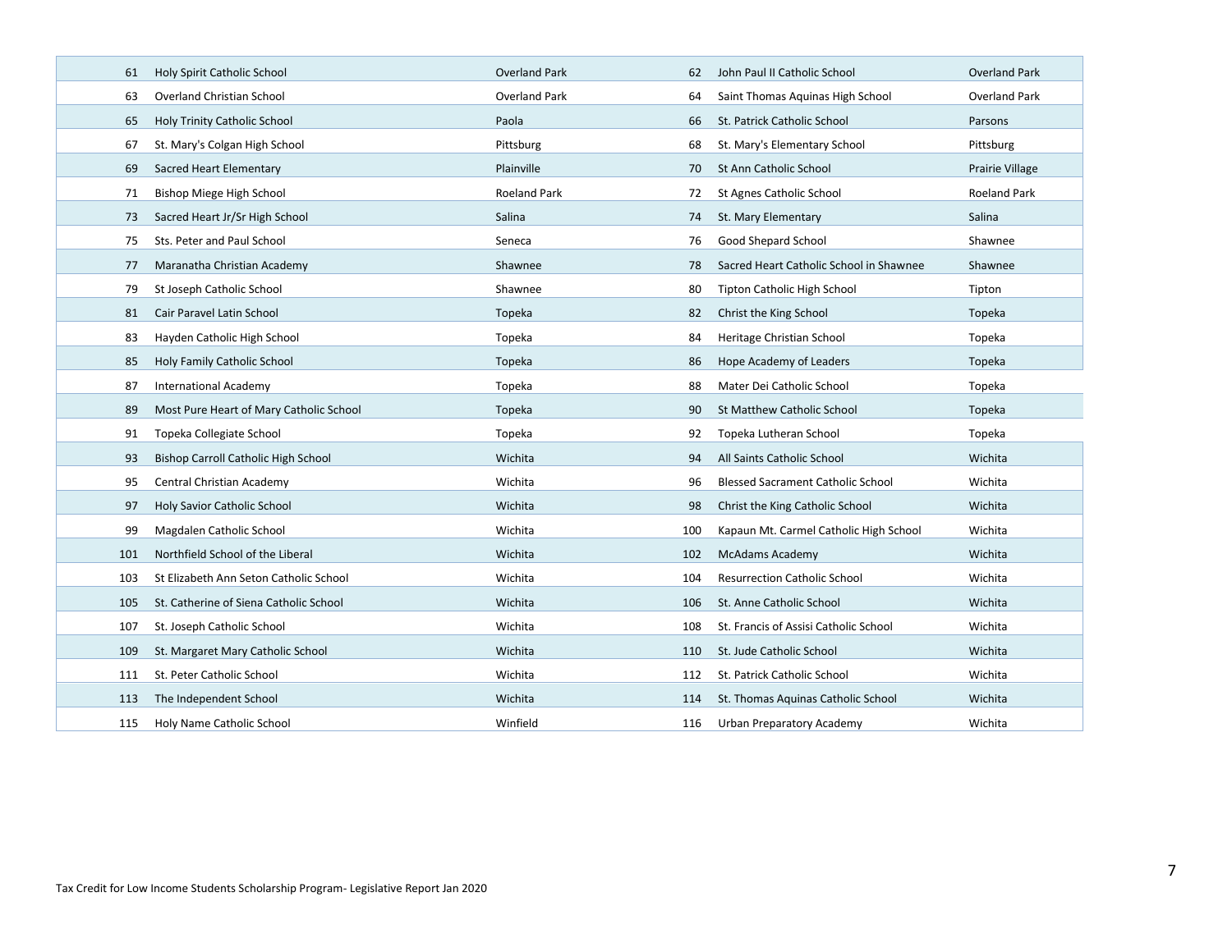| | | | | | |
|---|---|---|---|---|---|
| 61 | Holy Spirit Catholic School | Overland Park | 62 | John Paul II Catholic School | Overland Park |
| 63 | Overland Christian School | Overland Park | 64 | Saint Thomas Aquinas High School | Overland Park |
| 65 | Holy Trinity Catholic School | Paola | 66 | St. Patrick Catholic School | Parsons |
| 67 | St. Mary's Colgan High School | Pittsburg | 68 | St. Mary's Elementary School | Pittsburg |
| 69 | Sacred Heart Elementary | Plainville | 70 | St Ann Catholic School | Prairie Village |
| 71 | Bishop Miege High School | Roeland Park | 72 | St Agnes Catholic School | Roeland Park |
| 73 | Sacred Heart Jr/Sr High School | Salina | 74 | St. Mary Elementary | Salina |
| 75 | Sts. Peter and Paul School | Seneca | 76 | Good Shepard School | Shawnee |
| 77 | Maranatha Christian Academy | Shawnee | 78 | Sacred Heart Catholic School in Shawnee | Shawnee |
| 79 | St Joseph Catholic School | Shawnee | 80 | Tipton Catholic High School | Tipton |
| 81 | Cair Paravel Latin School | Topeka | 82 | Christ the King School | Topeka |
| 83 | Hayden Catholic High School | Topeka | 84 | Heritage Christian School | Topeka |
| 85 | Holy Family Catholic School | Topeka | 86 | Hope Academy of Leaders | Topeka |
| 87 | International Academy | Topeka | 88 | Mater Dei Catholic School | Topeka |
| 89 | Most Pure Heart of Mary Catholic School | Topeka | 90 | St Matthew Catholic School | Topeka |
| 91 | Topeka Collegiate School | Topeka | 92 | Topeka Lutheran School | Topeka |
| 93 | Bishop Carroll Catholic High School | Wichita | 94 | All Saints Catholic School | Wichita |
| 95 | Central Christian Academy | Wichita | 96 | Blessed Sacrament Catholic School | Wichita |
| 97 | Holy Savior Catholic School | Wichita | 98 | Christ the King Catholic School | Wichita |
| 99 | Magdalen Catholic School | Wichita | 100 | Kapaun Mt. Carmel Catholic High School | Wichita |
| 101 | Northfield School of the Liberal | Wichita | 102 | McAdams Academy | Wichita |
| 103 | St Elizabeth Ann Seton Catholic School | Wichita | 104 | Resurrection Catholic School | Wichita |
| 105 | St. Catherine of Siena Catholic School | Wichita | 106 | St. Anne Catholic School | Wichita |
| 107 | St. Joseph Catholic School | Wichita | 108 | St. Francis of Assisi Catholic School | Wichita |
| 109 | St. Margaret Mary Catholic School | Wichita | 110 | St. Jude Catholic School | Wichita |
| 111 | St. Peter Catholic School | Wichita | 112 | St. Patrick Catholic School | Wichita |
| 113 | The Independent School | Wichita | 114 | St. Thomas Aquinas Catholic School | Wichita |
| 115 | Holy Name Catholic School | Winfield | 116 | Urban Preparatory Academy | Wichita |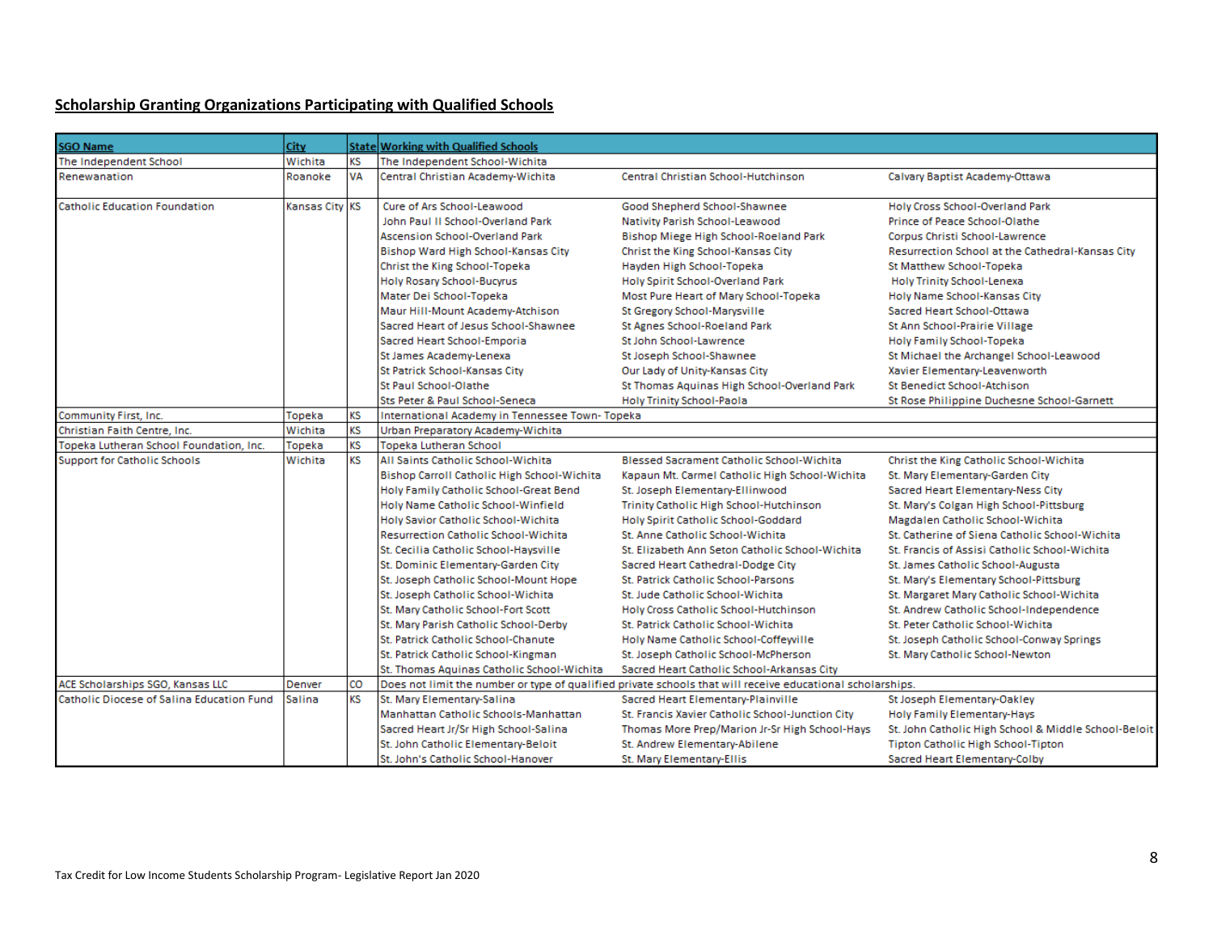## Scholarship Granting Organizations Participating with Qualified Schools

| SGO Name | City | State | Working with Qualified Schools | | |
|---|---|---|---|---|---|
| The Independent School | Wichita | KS | The Independent School-Wichita | | |
| Renewanation | Roanoke | VA | Central Christian Academy-Wichita | Central Christian School-Hutchinson | Calvary Baptist Academy-Ottawa |
| Catholic Education Foundation | Kansas City | KS | Cure of Ars School-Leawood | Good Shepherd School-Shawnee | Holy Cross School-Overland Park |
| | | | John Paul II School-Overland Park | Nativity Parish School-Leawood | Prince of Peace School-Olathe |
| | | | Ascension School-Overland Park | Bishop Miege High School-Roeland Park | Corpus Christi School-Lawrence |
| | | | Bishop Ward High School-Kansas City | Christ the King School-Kansas City | Resurrection School at the Cathedral-Kansas City |
| | | | Christ the King School-Topeka | Hayden High School-Topeka | St Matthew School-Topeka |
| | | | Holy Rosary School-Bucyrus | Holy Spirit School-Overland Park | Holy Trinity School-Lenexa |
| | | | Mater Dei School-Topeka | Most Pure Heart of Mary School-Topeka | Holy Name School-Kansas City |
| | | | Maur Hill-Mount Academy-Atchison | St Gregory School-Marysville | Sacred Heart School-Ottawa |
| | | | Sacred Heart of Jesus School-Shawnee | St Agnes School-Roeland Park | St Ann School-Prairie Village |
| | | | Sacred Heart School-Emporia | St John School-Lawrence | Holy Family School-Topeka |
| | | | St James Academy-Lenexa | St Joseph School-Shawnee | St Michael the Archangel School-Leawood |
| | | | St Patrick School-Kansas City | Our Lady of Unity-Kansas City | Xavier Elementary-Leavenworth |
| | | | St Paul School-Olathe | St Thomas Aquinas High School-Overland Park | St Benedict School-Atchison |
| | | | Sts Peter & Paul School-Seneca | Holy Trinity School-Paola | St Rose Philippine Duchesne School-Garnett |
| Community First, Inc. | Topeka | KS | International Academy in Tennessee Town- Topeka | | |
| Christian Faith Centre, Inc. | Wichita | KS | Urban Preparatory Academy-Wichita | | |
| Topeka Lutheran School Foundation, Inc. | Topeka | KS | Topeka Lutheran School | | |
| Support for Catholic Schools | Wichita | KS | All Saints Catholic School-Wichita | Blessed Sacrament Catholic School-Wichita | Christ the King Catholic School-Wichita |
| | | | Bishop Carroll Catholic High School-Wichita | Kapaun Mt. Carmel Catholic High School-Wichita | St. Mary Elementary-Garden City |
| | | | Holy Family Catholic School-Great Bend | St. Joseph Elementary-Ellinwood | Sacred Heart Elementary-Ness City |
| | | | Holy Name Catholic School-Winfield | Trinity Catholic High School-Hutchinson | St. Mary's Colgan High School-Pittsburg |
| | | | Holy Savior Catholic School-Wichita | Holy Spirit Catholic School-Goddard | Magdalen Catholic School-Wichita |
| | | | Resurrection Catholic School-Wichita | St. Anne Catholic School-Wichita | St. Catherine of Siena Catholic School-Wichita |
| | | | St. Cecilia Catholic School-Haysville | St. Elizabeth Ann Seton Catholic School-Wichita | St. Francis of Assisi Catholic School-Wichita |
| | | | St. Dominic Elementary-Garden City | Sacred Heart Cathedral-Dodge City | St. James Catholic School-Augusta |
| | | | St. Joseph Catholic School-Mount Hope | St. Patrick Catholic School-Parsons | St. Mary's Elementary School-Pittsburg |
| | | | St. Joseph Catholic School-Wichita | St. Jude Catholic School-Wichita | St. Margaret Mary Catholic School-Wichita |
| | | | St. Mary Catholic School-Fort Scott | Holy Cross Catholic School-Hutchinson | St. Andrew Catholic School-Independence |
| | | | St. Mary Parish Catholic School-Derby | St. Patrick Catholic School-Wichita | St. Peter Catholic School-Wichita |
| | | | St. Patrick Catholic School-Chanute | Holy Name Catholic School-Coffeyville | St. Joseph Catholic School-Conway Springs |
| | | | St. Patrick Catholic School-Kingman | St. Joseph Catholic School-McPherson | St. Mary Catholic School-Newton |
| | | | St. Thomas Aquinas Catholic School-Wichita | Sacred Heart Catholic School-Arkansas City | |
| ACE Scholarships SGO, Kansas LLC | Denver | CO | Does not limit the number or type of qualified private schools that will receive educational scholarships. | | |
| Catholic Diocese of Salina Education Fund | Salina | KS | St. Mary Elementary-Salina | Sacred Heart Elementary-Plainville | St Joseph Elementary-Oakley |
| | | | Manhattan Catholic Schools-Manhattan | St. Francis Xavier Catholic School-Junction City | Holy Family Elementary-Hays |
| | | | Sacred Heart Jr/Sr High School-Salina | Thomas More Prep/Marion Jr-Sr High School-Hays | St. John Catholic High School & Middle School-Beloit |
| | | | St. John Catholic Elementary-Beloit | St. Andrew Elementary-Abilene | Tipton Catholic High School-Tipton |
| | | | St. John's Catholic School-Hanover | St. Mary Elementary-Ellis | Sacred Heart Elementary-Colby |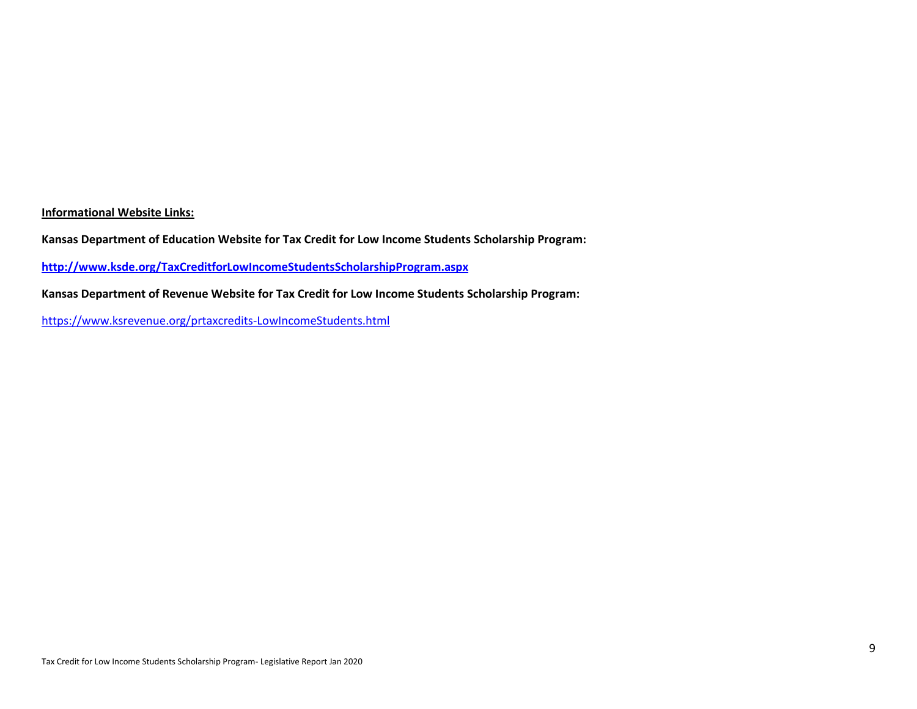**Informational Website Links:**

**Kansas Department of Education Website for Tax Credit for Low Income Students Scholarship Program:**

**http://www.ksde.org/TaxCreditforLowIncomeStudentsScholarshipProgram.aspx**

**Kansas Department of Revenue Website for Tax Credit for Low Income Students Scholarship Program:**

https://www.ksrevenue.org/prtaxcredits-LowIncomeStudents.html